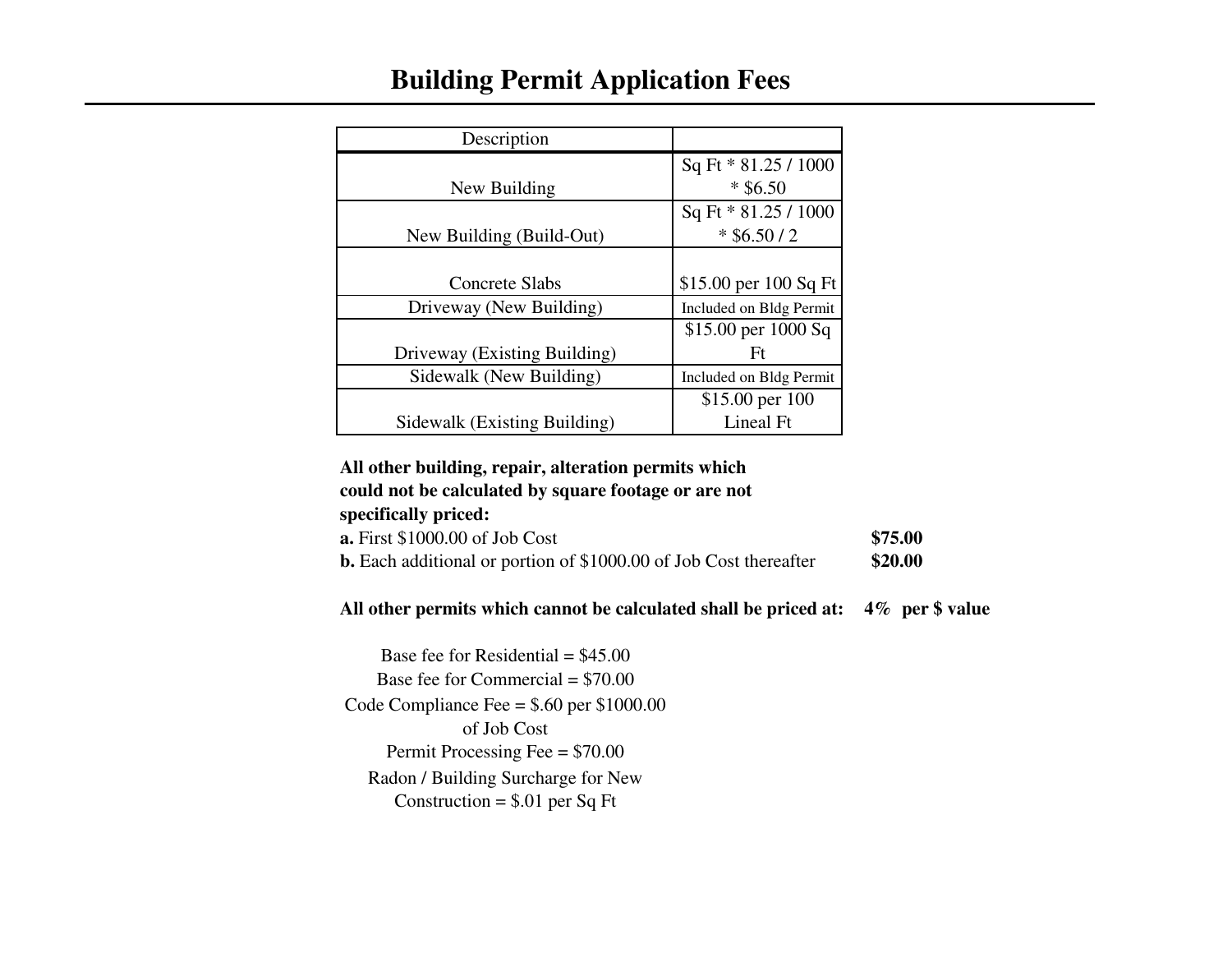# Building Permit Application Fees

| Description | |
|---|---|
| New Building | Sq Ft * 81.25 / 1000 * $6.50 |
| New Building (Build-Out) | Sq Ft * 81.25 / 1000 * $6.50 / 2 |
| Concrete Slabs | $15.00 per 100 Sq Ft |
| Driveway (New Building) | Included on Bldg Permit |
| Driveway (Existing Building) | $15.00 per 1000 Sq Ft |
| Sidewalk (New Building) | Included on Bldg Permit |
| Sidewalk (Existing Building) | $15.00 per 100 Lineal Ft |

**All other building, repair, alteration permits which could not be calculated by square footage or are not specifically priced:**

**a.** First $1000.00 of Job Cost **$75.00**

**b.** Each additional or portion of $1000.00 of Job Cost thereafter **$20.00**

**All other permits which cannot be calculated shall be priced at: 4% per $ value**

Base fee for Residential = $45.00

Base fee for Commercial = $70.00

Code Compliance Fee = $.60 per $1000.00 of Job Cost

Permit Processing Fee = $70.00

Radon / Building Surcharge for New Construction = $.01 per Sq Ft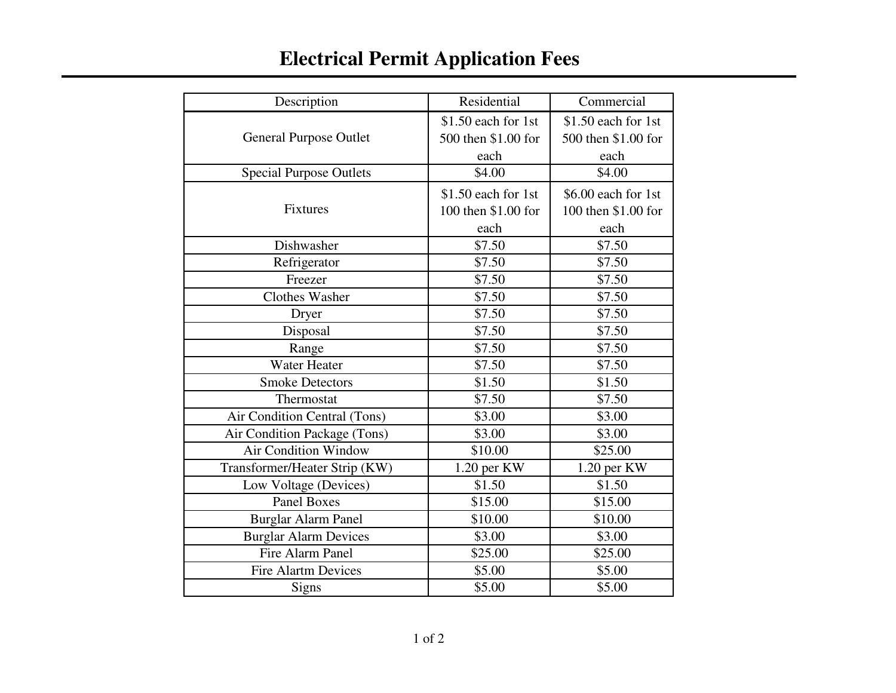# Electrical Permit Application Fees

| Description | Residential | Commercial |
| --- | --- | --- |
| General Purpose Outlet | $1.50 each for 1st 500 then $1.00 for each | $1.50 each for 1st 500 then $1.00 for each |
| Special Purpose Outlets | $4.00 | $4.00 |
| Fixtures | $1.50 each for 1st 100 then $1.00 for each | $6.00 each for 1st 100 then $1.00 for each |
| Dishwasher | $7.50 | $7.50 |
| Refrigerator | $7.50 | $7.50 |
| Freezer | $7.50 | $7.50 |
| Clothes Washer | $7.50 | $7.50 |
| Dryer | $7.50 | $7.50 |
| Disposal | $7.50 | $7.50 |
| Range | $7.50 | $7.50 |
| Water Heater | $7.50 | $7.50 |
| Smoke Detectors | $1.50 | $1.50 |
| Thermostat | $7.50 | $7.50 |
| Air Condition Central (Tons) | $3.00 | $3.00 |
| Air Condition Package (Tons) | $3.00 | $3.00 |
| Air Condition Window | $10.00 | $25.00 |
| Transformer/Heater Strip (KW) | 1.20 per KW | 1.20 per KW |
| Low Voltage (Devices) | $1.50 | $1.50 |
| Panel Boxes | $15.00 | $15.00 |
| Burglar Alarm Panel | $10.00 | $10.00 |
| Burglar Alarm Devices | $3.00 | $3.00 |
| Fire Alarm Panel | $25.00 | $25.00 |
| Fire Alartm Devices | $5.00 | $5.00 |
| Signs | $5.00 | $5.00 |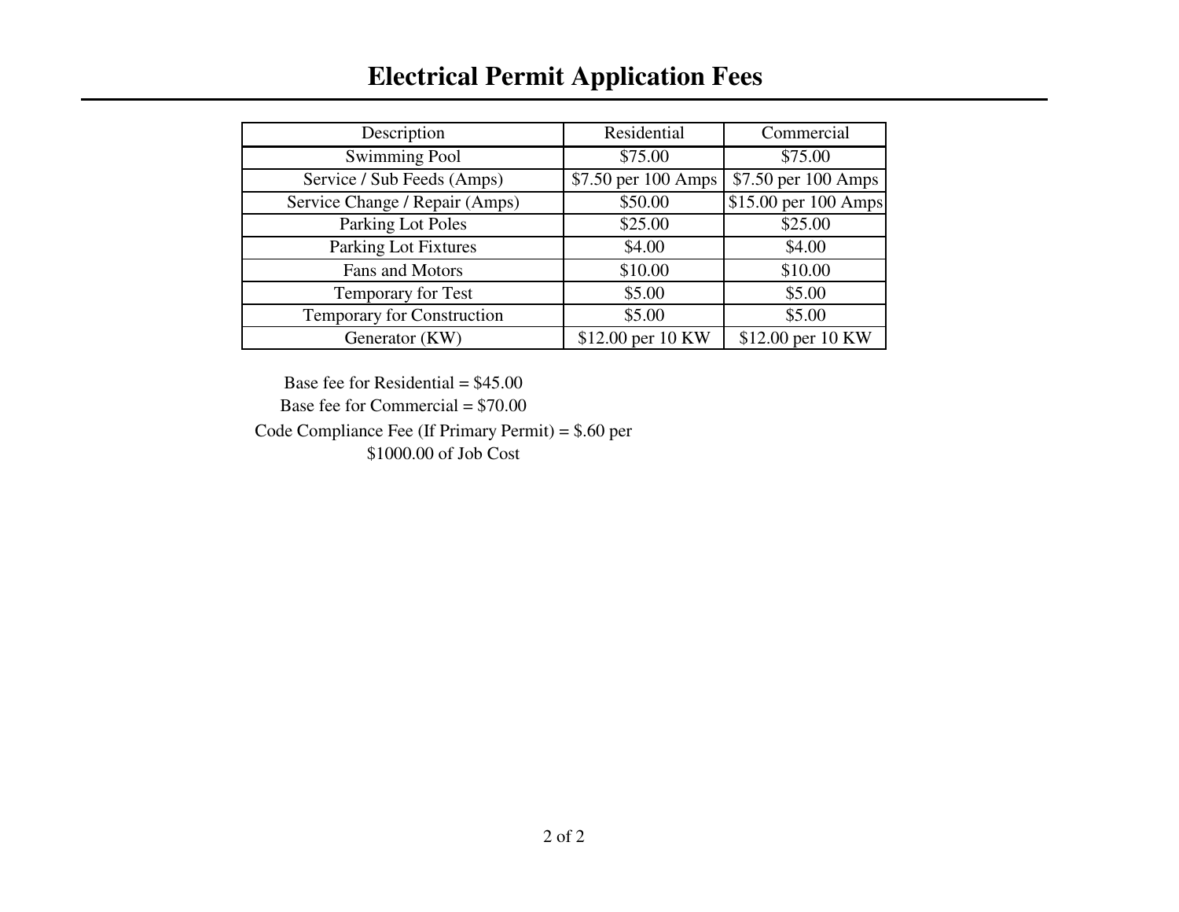# Electrical Permit Application Fees

| Description | Residential | Commercial |
| --- | --- | --- |
| Swimming Pool | $75.00 | $75.00 |
| Service / Sub Feeds (Amps) | $7.50 per 100 Amps | $7.50 per 100 Amps |
| Service Change / Repair (Amps) | $50.00 | $15.00 per 100 Amps |
| Parking Lot Poles | $25.00 | $25.00 |
| Parking Lot Fixtures | $4.00 | $4.00 |
| Fans and Motors | $10.00 | $10.00 |
| Temporary for Test | $5.00 | $5.00 |
| Temporary for Construction | $5.00 | $5.00 |
| Generator (KW) | $12.00 per 10 KW | $12.00 per 10 KW |

Base fee for Residential = $45.00

Base fee for Commercial = $70.00

Code Compliance Fee (If Primary Permit) = $.60 per $1000.00 of Job Cost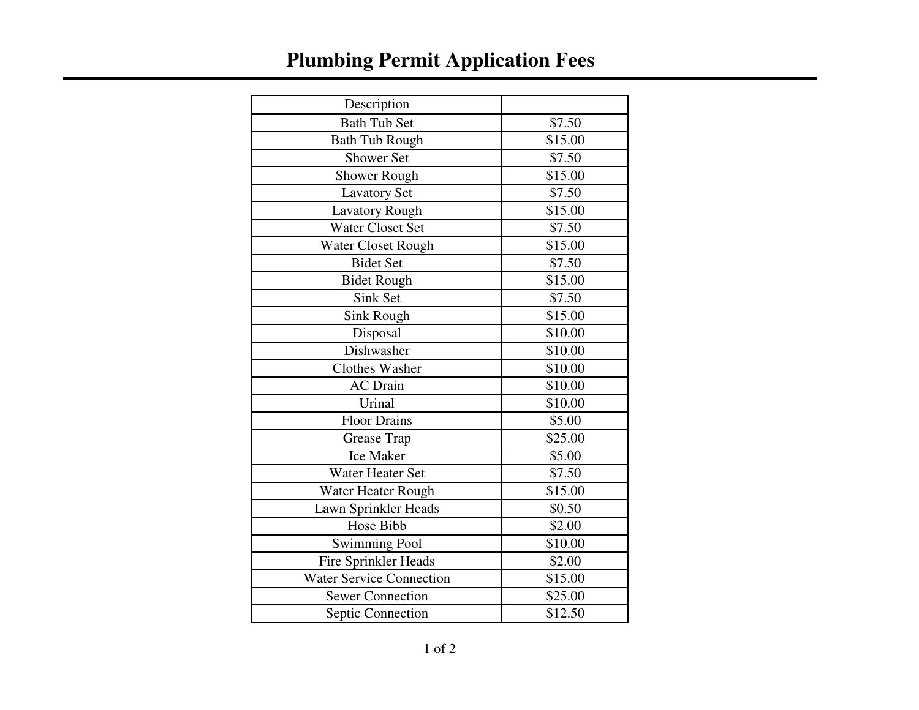# Plumbing Permit Application Fees

| Description | |
|---|---|
| Bath Tub Set | $7.50 |
| Bath Tub Rough | $15.00 |
| Shower Set | $7.50 |
| Shower Rough | $15.00 |
| Lavatory Set | $7.50 |
| Lavatory Rough | $15.00 |
| Water Closet Set | $7.50 |
| Water Closet Rough | $15.00 |
| Bidet Set | $7.50 |
| Bidet Rough | $15.00 |
| Sink Set | $7.50 |
| Sink Rough | $15.00 |
| Disposal | $10.00 |
| Dishwasher | $10.00 |
| Clothes Washer | $10.00 |
| AC Drain | $10.00 |
| Urinal | $10.00 |
| Floor Drains | $5.00 |
| Grease Trap | $25.00 |
| Ice Maker | $5.00 |
| Water Heater Set | $7.50 |
| Water Heater Rough | $15.00 |
| Lawn Sprinkler Heads | $0.50 |
| Hose Bibb | $2.00 |
| Swimming Pool | $10.00 |
| Fire Sprinkler Heads | $2.00 |
| Water Service Connection | $15.00 |
| Sewer Connection | $25.00 |
| Septic Connection | $12.50 |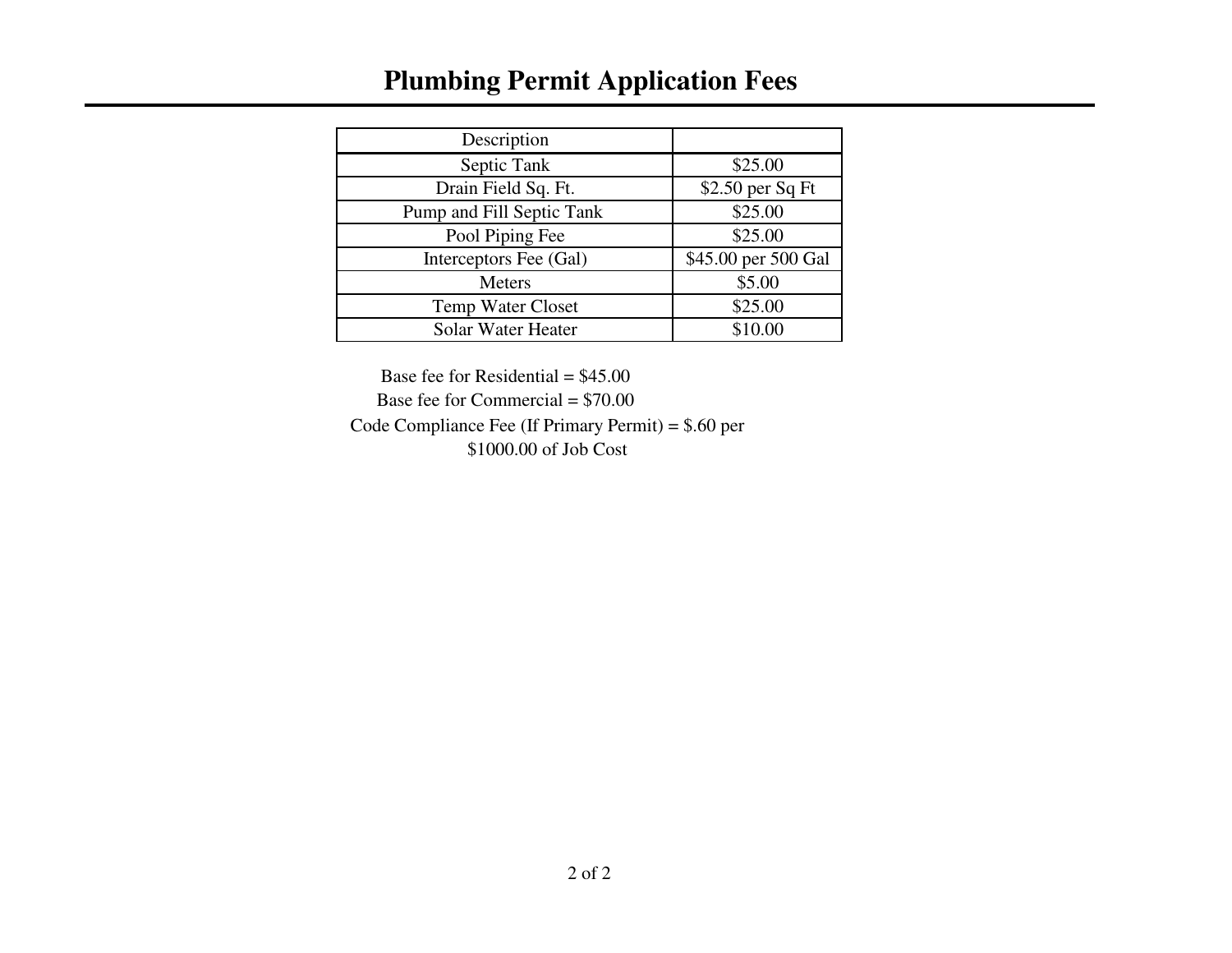# Plumbing Permit Application Fees

| Description | |
|---|---|
| Septic Tank | $25.00 |
| Drain Field Sq. Ft. | $2.50 per Sq Ft |
| Pump and Fill Septic Tank | $25.00 |
| Pool Piping Fee | $25.00 |
| Interceptors Fee (Gal) | $45.00 per 500 Gal |
| Meters | $5.00 |
| Temp Water Closet | $25.00 |
| Solar Water Heater | $10.00 |

Base fee for Residential = $45.00

Base fee for Commercial = $70.00

Code Compliance Fee (If Primary Permit) = $.60 per $1000.00 of Job Cost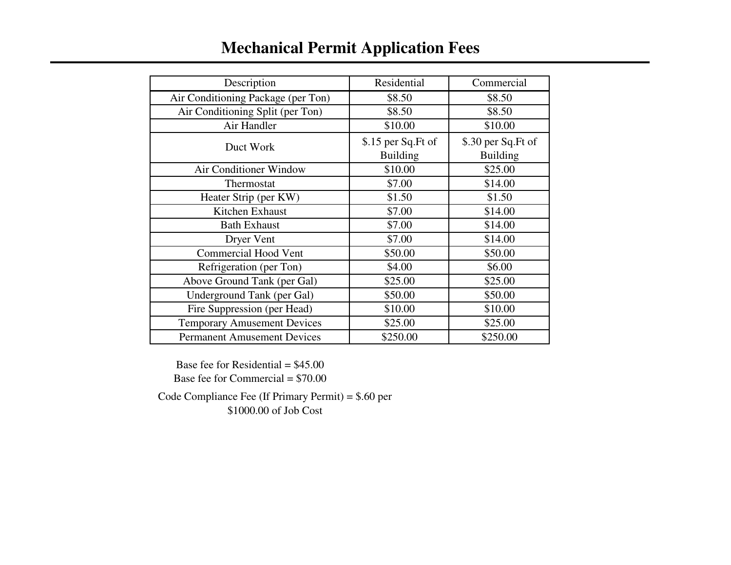# Mechanical Permit Application Fees

| Description | Residential | Commercial |
|---|---|---|
| Air Conditioning Package (per Ton) | $8.50 | $8.50 |
| Air Conditioning Split (per Ton) | $8.50 | $8.50 |
| Air Handler | $10.00 | $10.00 |
| Duct Work | $.15 per Sq.Ft of Building | $.30 per Sq.Ft of Building |
| Air Conditioner Window | $10.00 | $25.00 |
| Thermostat | $7.00 | $14.00 |
| Heater Strip (per KW) | $1.50 | $1.50 |
| Kitchen Exhaust | $7.00 | $14.00 |
| Bath Exhaust | $7.00 | $14.00 |
| Dryer Vent | $7.00 | $14.00 |
| Commercial Hood Vent | $50.00 | $50.00 |
| Refrigeration (per Ton) | $4.00 | $6.00 |
| Above Ground Tank (per Gal) | $25.00 | $25.00 |
| Underground Tank (per Gal) | $50.00 | $50.00 |
| Fire Suppression (per Head) | $10.00 | $10.00 |
| Temporary Amusement Devices | $25.00 | $25.00 |
| Permanent Amusement Devices | $250.00 | $250.00 |

Base fee for Residential = $45.00
Base fee for Commercial = $70.00

Code Compliance Fee (If Primary Permit) = $.60 per $1000.00 of Job Cost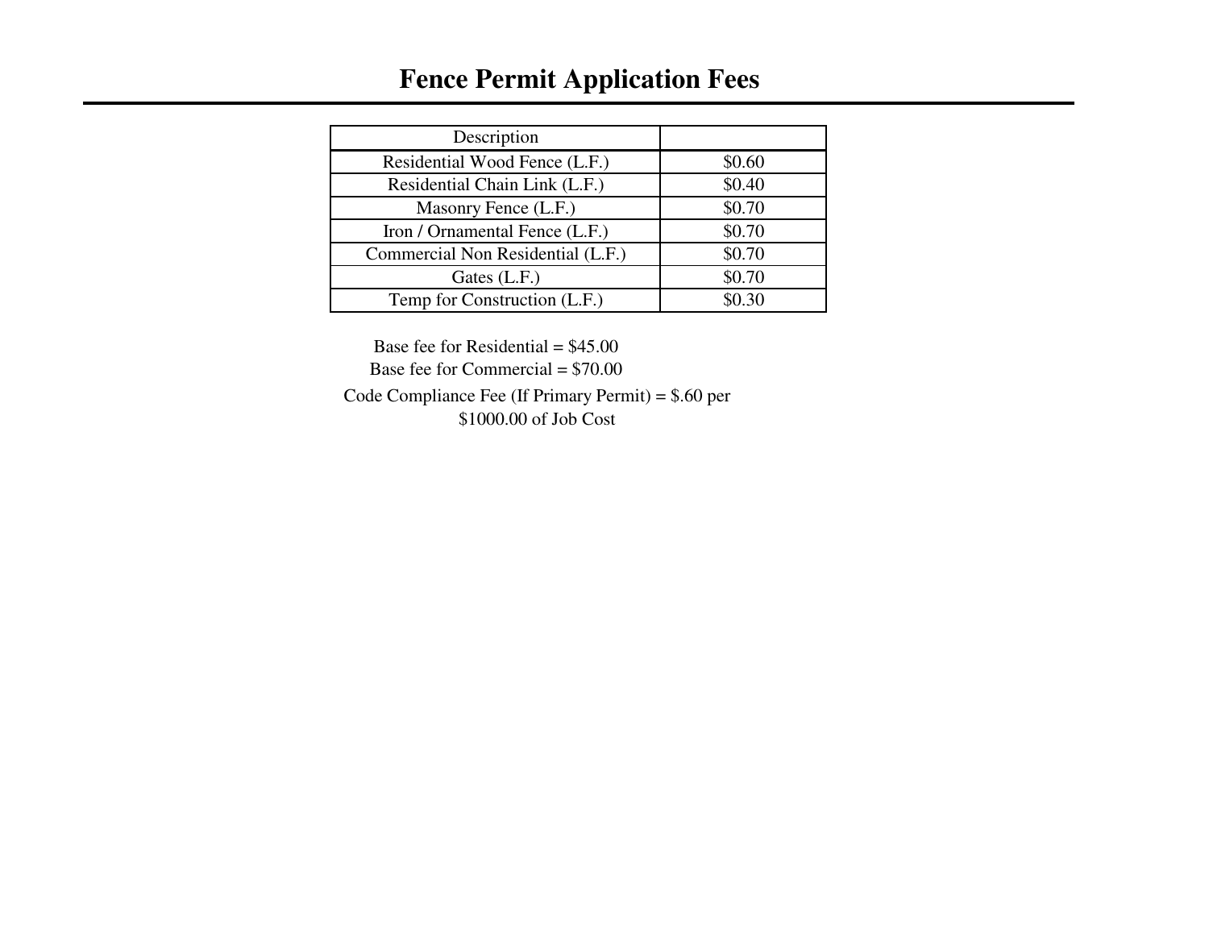# Fence Permit Application Fees

| Description | |
|---|---|
| Residential Wood Fence (L.F.) | $0.60 |
| Residential Chain Link (L.F.) | $0.40 |
| Masonry Fence (L.F.) | $0.70 |
| Iron / Ornamental Fence (L.F.) | $0.70 |
| Commercial Non Residential (L.F.) | $0.70 |
| Gates (L.F.) | $0.70 |
| Temp for Construction (L.F.) | $0.30 |

Base fee for Residential = $45.00

Base fee for Commercial = $70.00

Code Compliance Fee (If Primary Permit) = $.60 per $1000.00 of Job Cost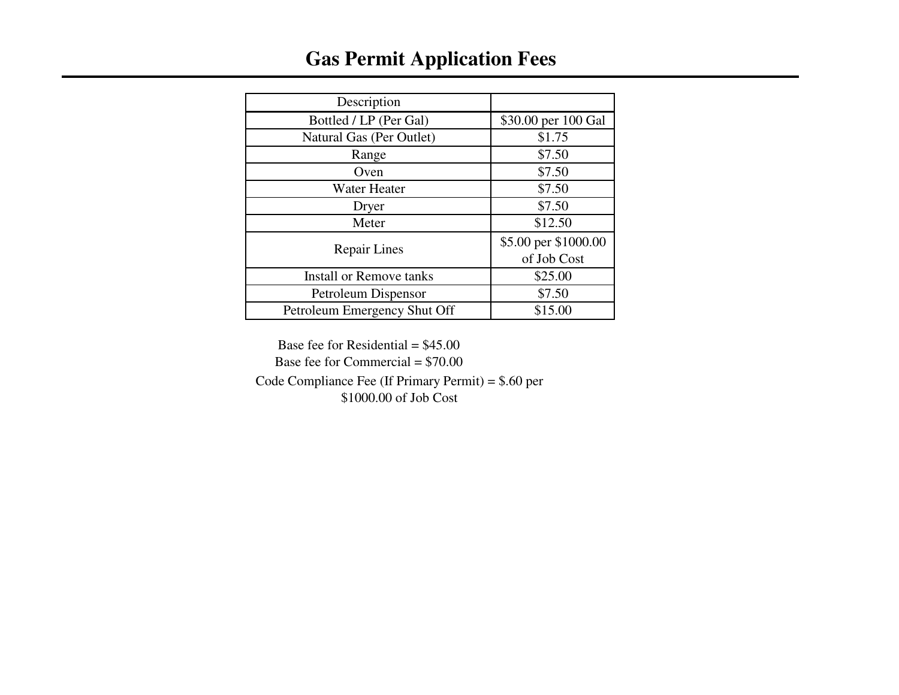# Gas Permit Application Fees

| Description | |
|---|---|
| Bottled / LP (Per Gal) | $30.00 per 100 Gal |
| Natural Gas (Per Outlet) | $1.75 |
| Range | $7.50 |
| Oven | $7.50 |
| Water Heater | $7.50 |
| Dryer | $7.50 |
| Meter | $12.50 |
| Repair Lines | $5.00 per $1000.00 of Job Cost |
| Install or Remove tanks | $25.00 |
| Petroleum Dispensor | $7.50 |
| Petroleum Emergency Shut Off | $15.00 |

Base fee for Residential = $45.00

Base fee for Commercial = $70.00

Code Compliance Fee (If Primary Permit) = $.60 per $1000.00 of Job Cost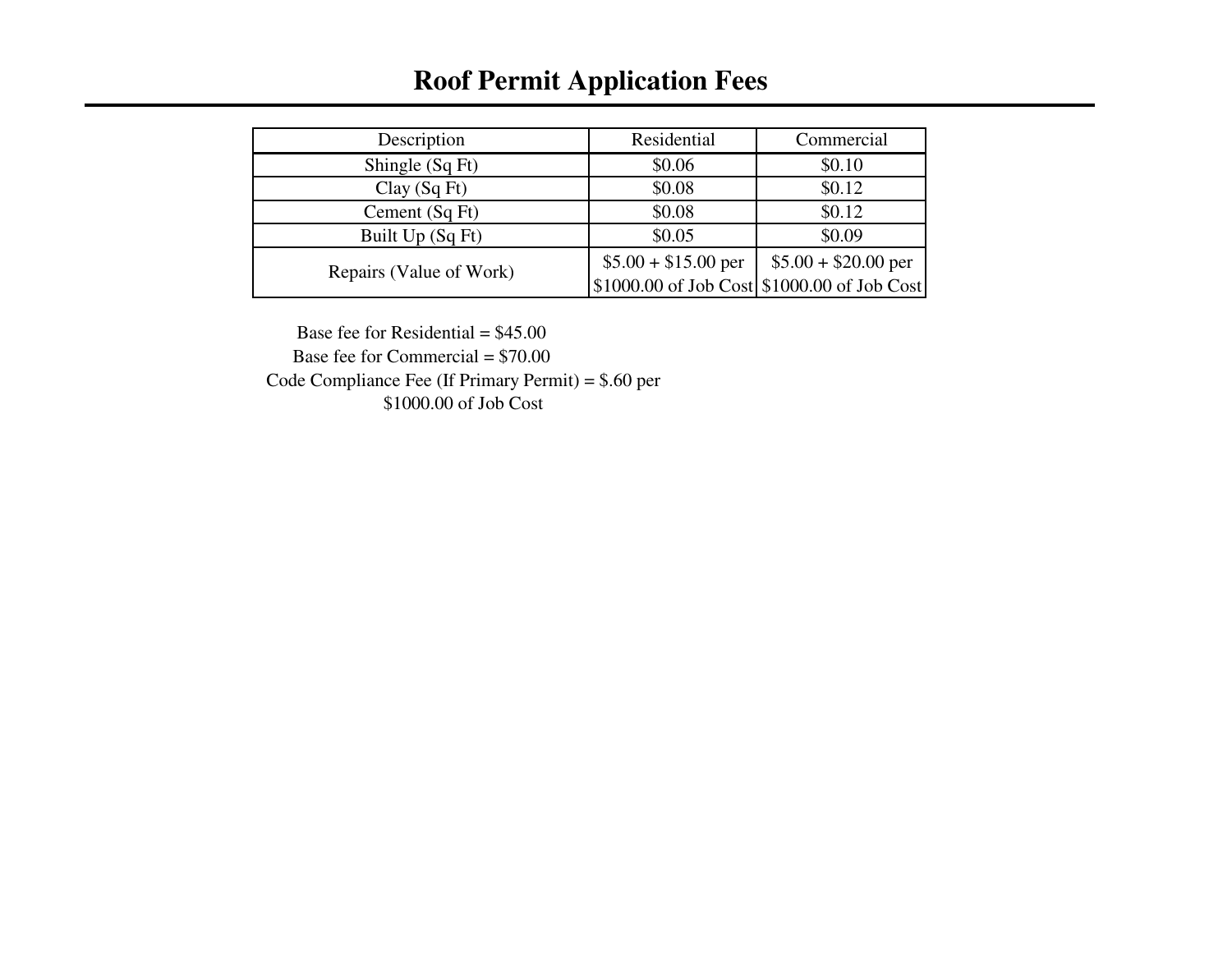# Roof Permit Application Fees

| Description | Residential | Commercial |
|---|---|---|
| Shingle (Sq Ft) | $0.06 | $0.10 |
| Clay (Sq Ft) | $0.08 | $0.12 |
| Cement (Sq Ft) | $0.08 | $0.12 |
| Built Up (Sq Ft) | $0.05 | $0.09 |
| Repairs (Value of Work) | $5.00 + $15.00 per $1000.00 of Job Cost | $5.00 + $20.00 per $1000.00 of Job Cost |

Base fee for Residential = $45.00

Base fee for Commercial = $70.00

Code Compliance Fee (If Primary Permit) = $.60 per $1000.00 of Job Cost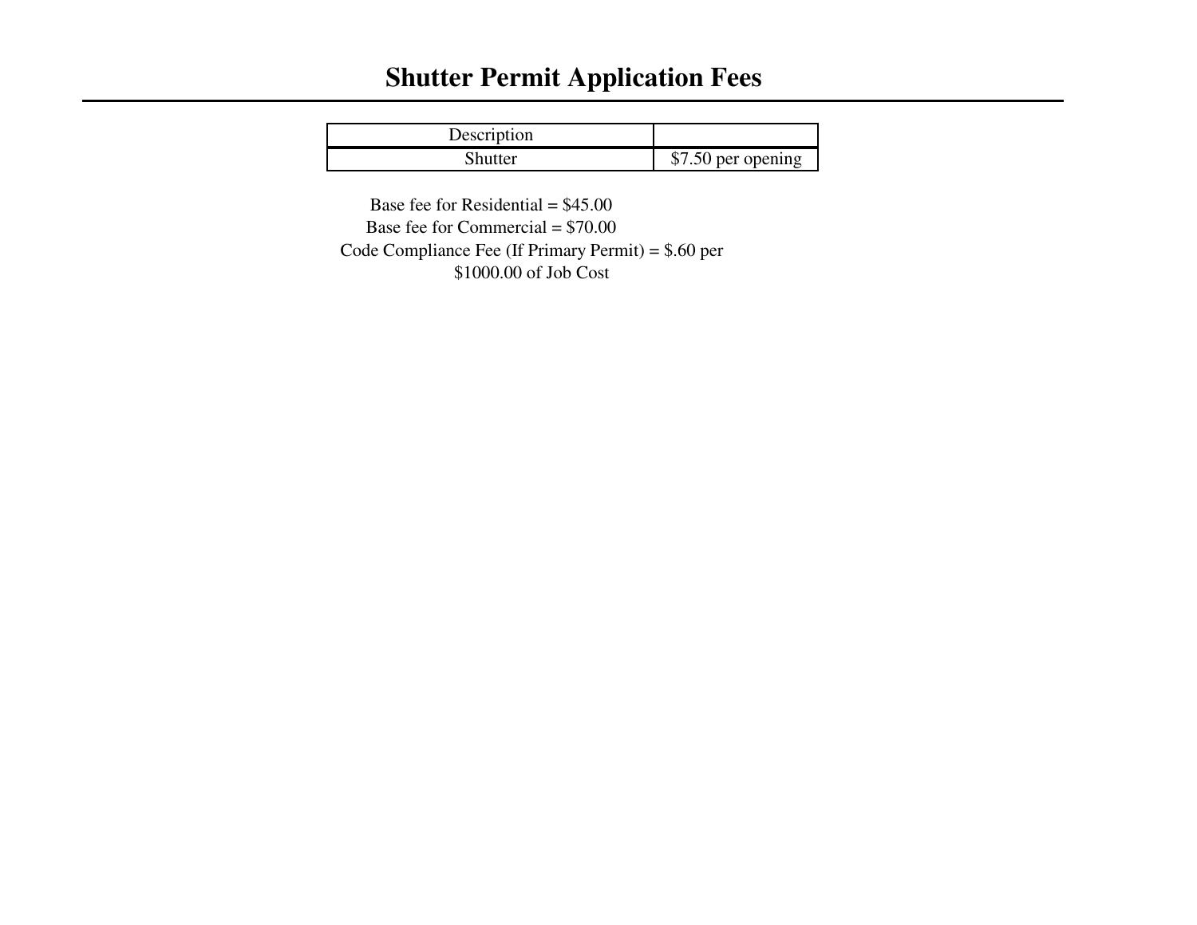# Shutter Permit Application Fees

| Description | |
|---|---|
| Shutter | $7.50 per opening |

Base fee for Residential = $45.00

Base fee for Commercial = $70.00

Code Compliance Fee (If Primary Permit) = $.60 per $1000.00 of Job Cost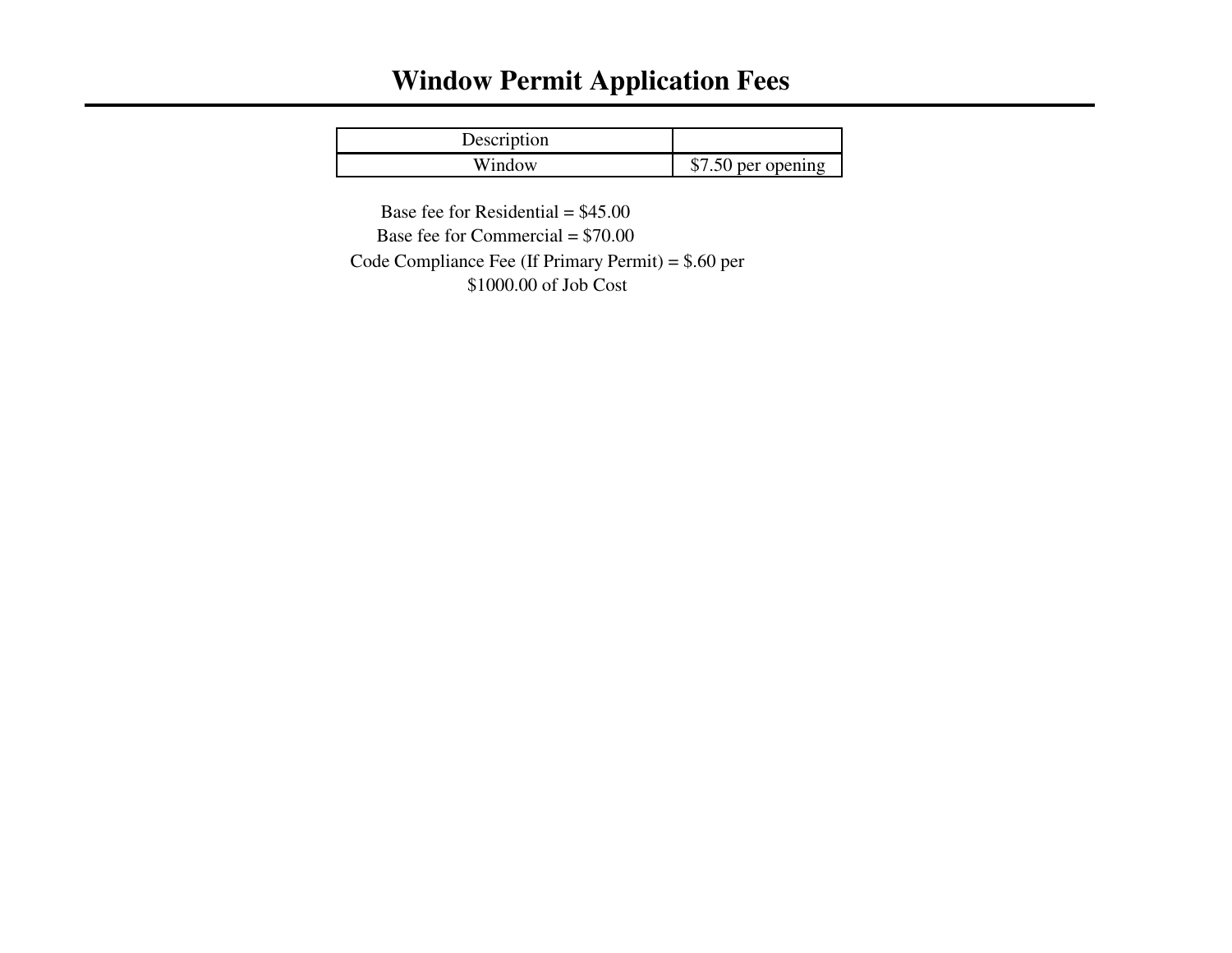# Window Permit Application Fees

| Description | |
|---|---|
| Window | $7.50 per opening |

Base fee for Residential = $45.00

Base fee for Commercial = $70.00

Code Compliance Fee (If Primary Permit) = $.60 per $1000.00 of Job Cost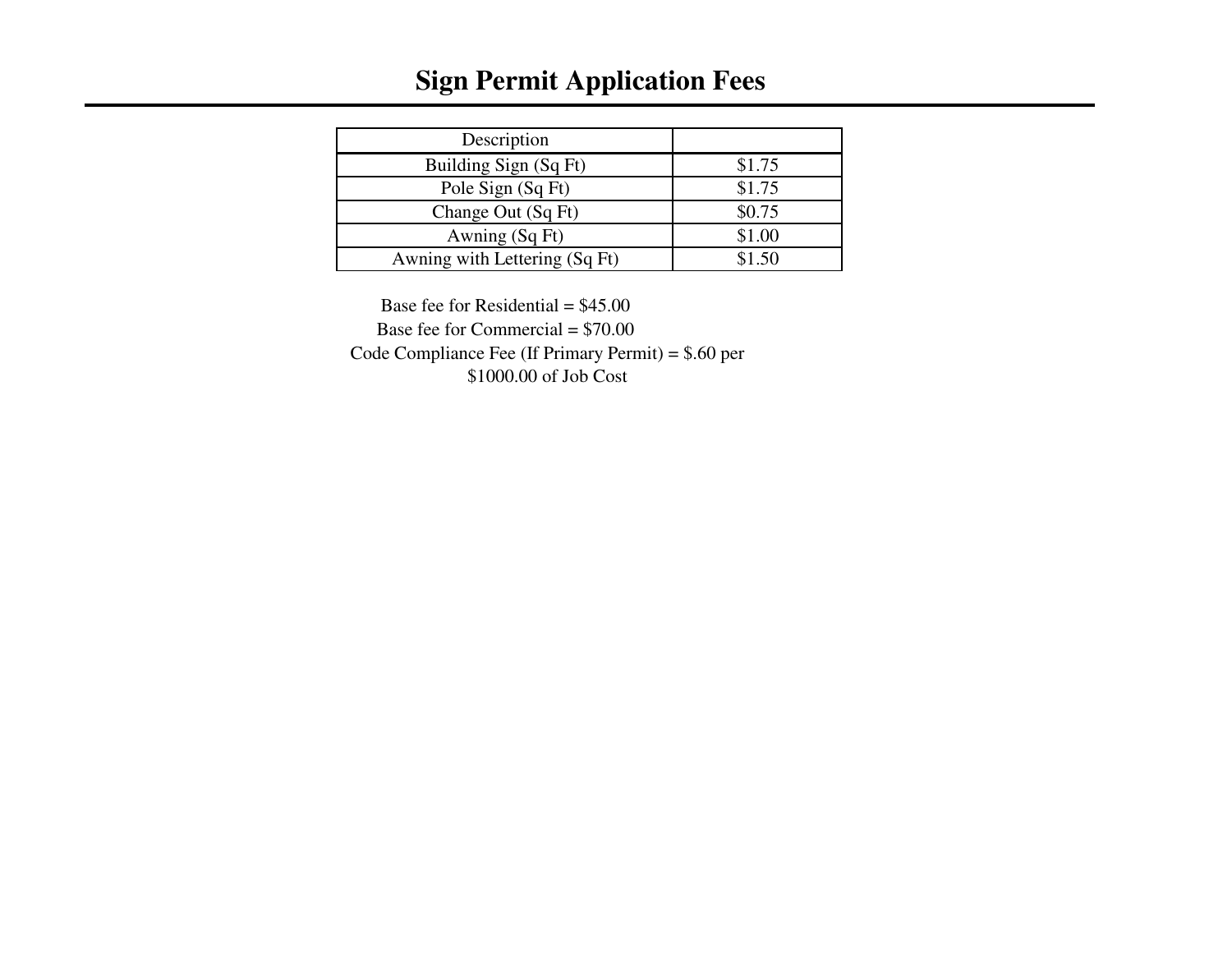# Sign Permit Application Fees

| Description | |
|---|---|
| Building Sign (Sq Ft) | $1.75 |
| Pole Sign (Sq Ft) | $1.75 |
| Change Out (Sq Ft) | $0.75 |
| Awning (Sq Ft) | $1.00 |
| Awning with Lettering (Sq Ft) | $1.50 |

Base fee for Residential = $45.00

Base fee for Commercial = $70.00

Code Compliance Fee (If Primary Permit) = $.60 per $1000.00 of Job Cost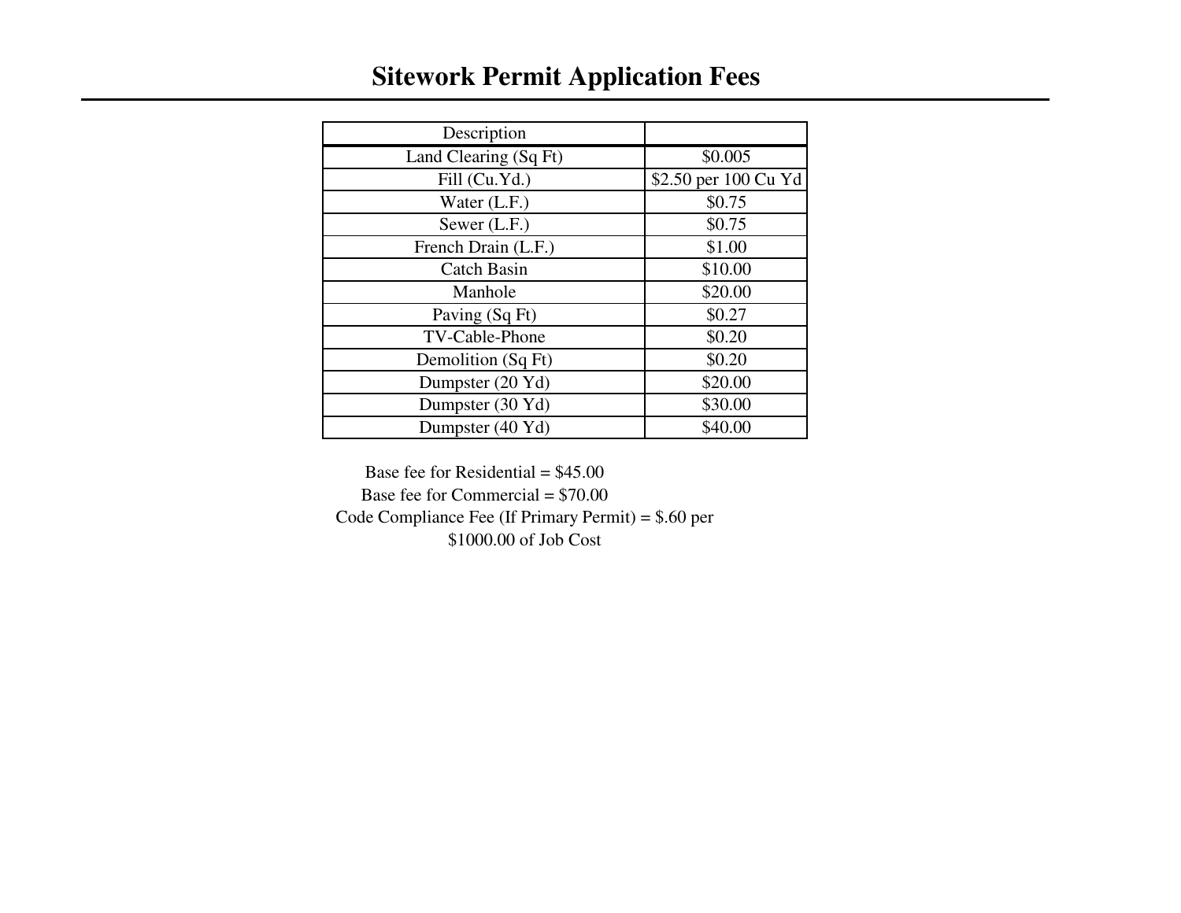# Sitework Permit Application Fees

| Description | |
|---|---|
| Land Clearing (Sq Ft) | $0.005 |
| Fill (Cu.Yd.) | $2.50 per 100 Cu Yd |
| Water (L.F.) | $0.75 |
| Sewer (L.F.) | $0.75 |
| French Drain (L.F.) | $1.00 |
| Catch Basin | $10.00 |
| Manhole | $20.00 |
| Paving (Sq Ft) | $0.27 |
| TV-Cable-Phone | $0.20 |
| Demolition (Sq Ft) | $0.20 |
| Dumpster (20 Yd) | $20.00 |
| Dumpster (30 Yd) | $30.00 |
| Dumpster (40 Yd) | $40.00 |

Base fee for Residential = $45.00

Base fee for Commercial = $70.00

Code Compliance Fee (If Primary Permit) = $.60 per $1000.00 of Job Cost